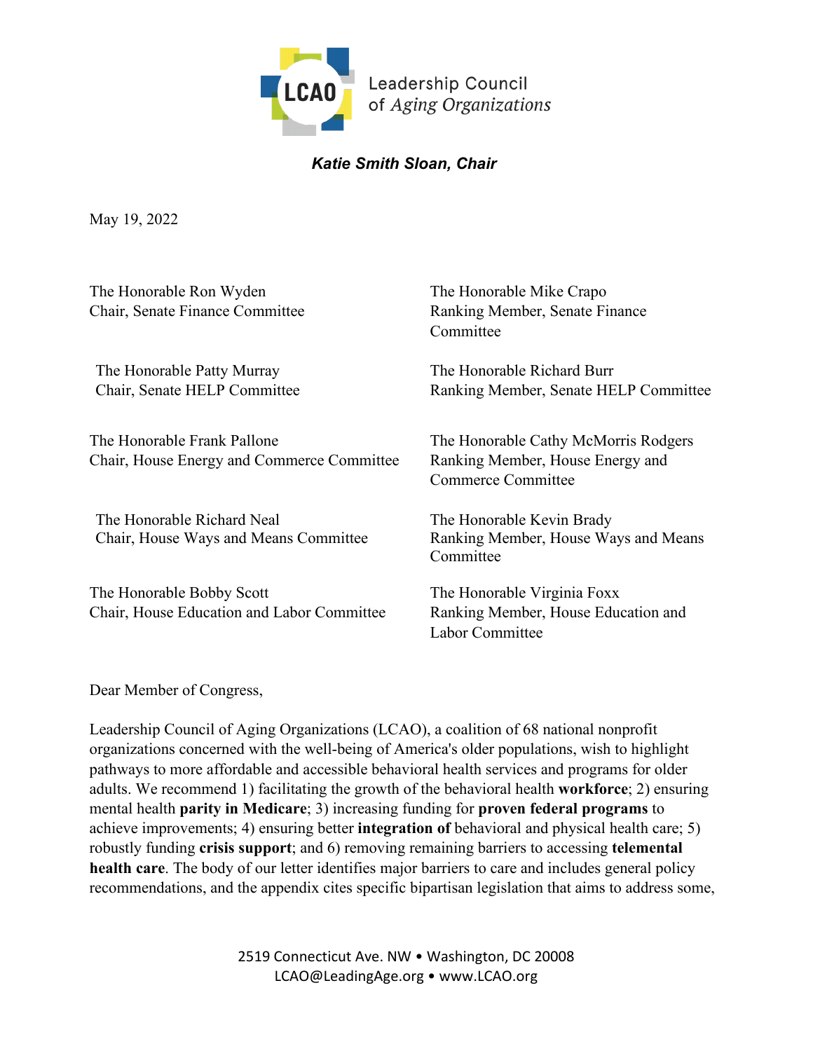Leadership Council of Aging Organizations

***Katie Smith Sloan, Chair***

May 19, 2022

The Honorable Ron Wyden
Chair, Senate Finance Committee

The Honorable Mike Crapo
Ranking Member, Senate Finance Committee

The Honorable Patty Murray
Chair, Senate HELP Committee

The Honorable Richard Burr
Ranking Member, Senate HELP Committee

The Honorable Frank Pallone
Chair, House Energy and Commerce Committee

The Honorable Cathy McMorris Rodgers
Ranking Member, House Energy and Commerce Committee

The Honorable Richard Neal
Chair, House Ways and Means Committee

The Honorable Kevin Brady
Ranking Member, House Ways and Means Committee

The Honorable Bobby Scott
Chair, House Education and Labor Committee

The Honorable Virginia Foxx
Ranking Member, House Education and Labor Committee

Dear Member of Congress,

Leadership Council of Aging Organizations (LCAO), a coalition of 68 national nonprofit organizations concerned with the well-being of America's older populations, wish to highlight pathways to more affordable and accessible behavioral health services and programs for older adults. We recommend 1) facilitating the growth of the behavioral health **workforce**; 2) ensuring mental health **parity in Medicare**; 3) increasing funding for **proven federal programs** to achieve improvements; 4) ensuring better **integration of** behavioral and physical health care; 5) robustly funding **crisis support**; and 6) removing remaining barriers to accessing **telemental health care**. The body of our letter identifies major barriers to care and includes general policy recommendations, and the appendix cites specific bipartisan legislation that aims to address some,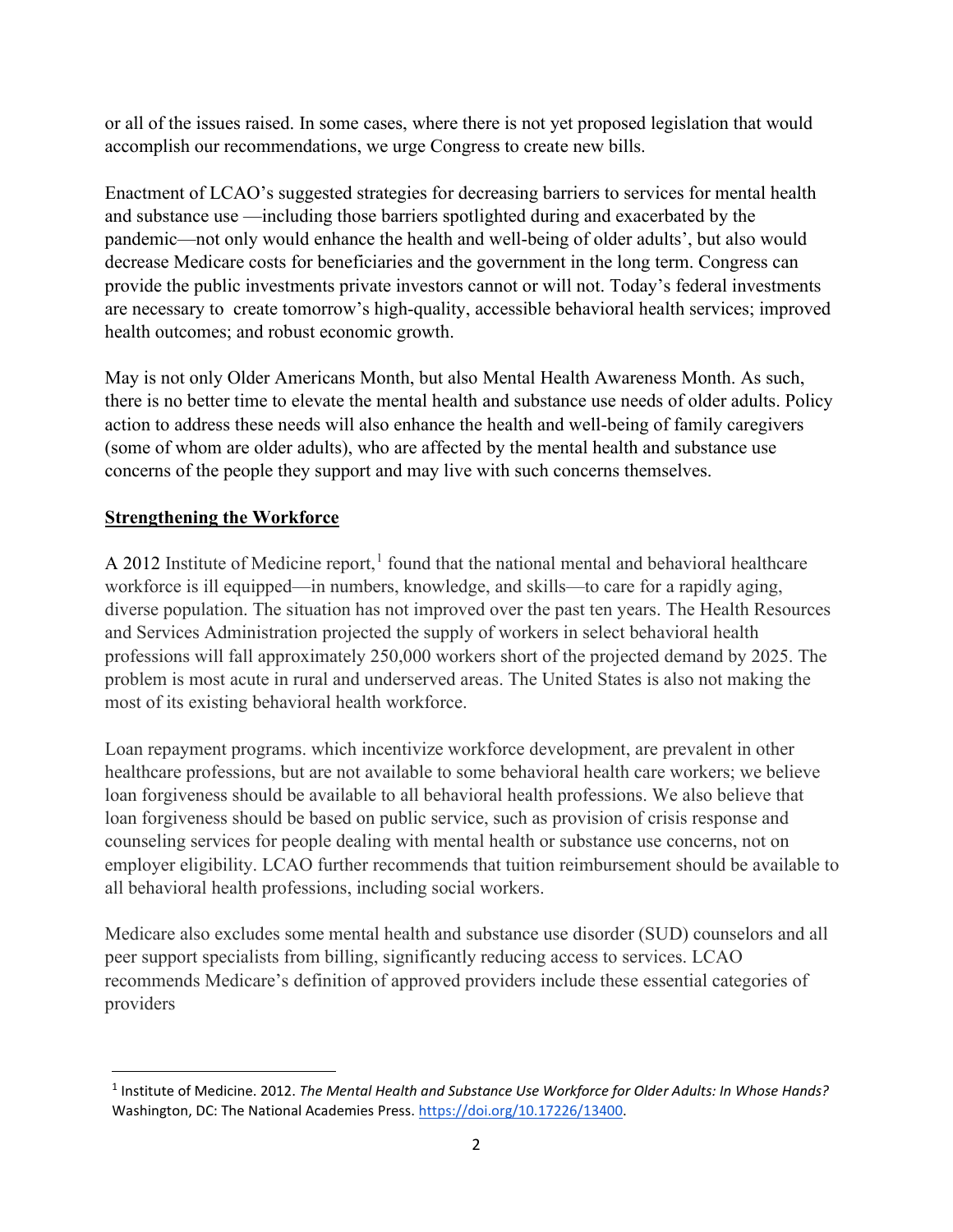or all of the issues raised. In some cases, where there is not yet proposed legislation that would accomplish our recommendations, we urge Congress to create new bills.

Enactment of LCAO's suggested strategies for decreasing barriers to services for mental health and substance use —including those barriers spotlighted during and exacerbated by the pandemic—not only would enhance the health and well-being of older adults', but also would decrease Medicare costs for beneficiaries and the government in the long term. Congress can provide the public investments private investors cannot or will not. Today's federal investments are necessary to create tomorrow's high-quality, accessible behavioral health services; improved health outcomes; and robust economic growth.

May is not only Older Americans Month, but also Mental Health Awareness Month. As such, there is no better time to elevate the mental health and substance use needs of older adults. Policy action to address these needs will also enhance the health and well-being of family caregivers (some of whom are older adults), who are affected by the mental health and substance use concerns of the people they support and may live with such concerns themselves.

## Strengthening the Workforce

A 2012 Institute of Medicine report,[1] found that the national mental and behavioral healthcare workforce is ill equipped—in numbers, knowledge, and skills—to care for a rapidly aging, diverse population. The situation has not improved over the past ten years. The Health Resources and Services Administration projected the supply of workers in select behavioral health professions will fall approximately 250,000 workers short of the projected demand by 2025. The problem is most acute in rural and underserved areas. The United States is also not making the most of its existing behavioral health workforce.

Loan repayment programs. which incentivize workforce development, are prevalent in other healthcare professions, but are not available to some behavioral health care workers; we believe loan forgiveness should be available to all behavioral health professions. We also believe that loan forgiveness should be based on public service, such as provision of crisis response and counseling services for people dealing with mental health or substance use concerns, not on employer eligibility. LCAO further recommends that tuition reimbursement should be available to all behavioral health professions, including social workers.

Medicare also excludes some mental health and substance use disorder (SUD) counselors and all peer support specialists from billing, significantly reducing access to services. LCAO recommends Medicare's definition of approved providers include these essential categories of providers

---

[1] Institute of Medicine. 2012. *The Mental Health and Substance Use Workforce for Older Adults: In Whose Hands?* Washington, DC: The National Academies Press. https://doi.org/10.17226/13400.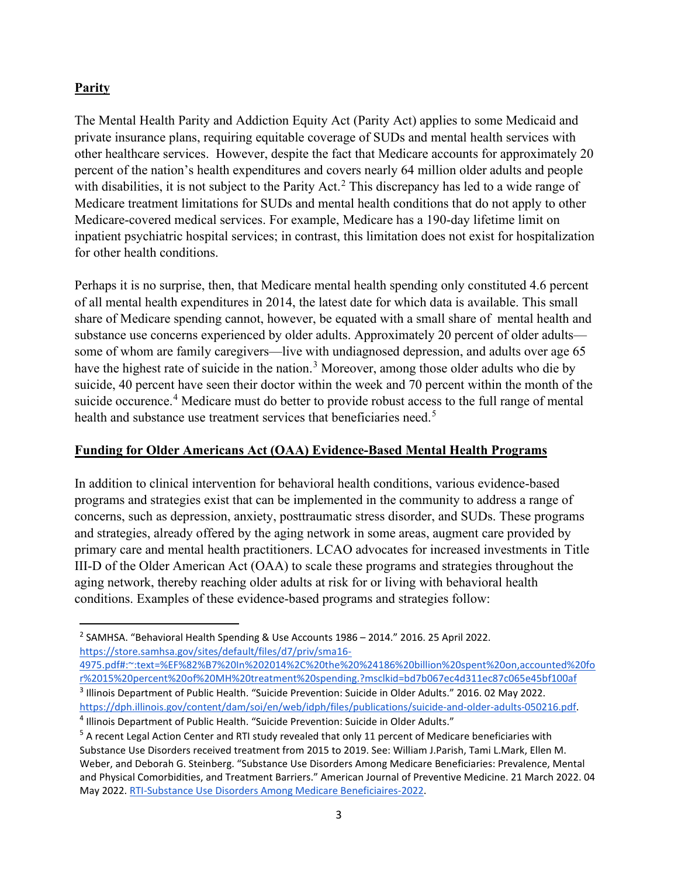## **Parity**

The Mental Health Parity and Addiction Equity Act (Parity Act) applies to some Medicaid and private insurance plans, requiring equitable coverage of SUDs and mental health services with other healthcare services. However, despite the fact that Medicare accounts for approximately 20 percent of the nation's health expenditures and covers nearly 64 million older adults and people with disabilities, it is not subject to the Parity Act.[2] This discrepancy has led to a wide range of Medicare treatment limitations for SUDs and mental health conditions that do not apply to other Medicare-covered medical services. For example, Medicare has a 190-day lifetime limit on inpatient psychiatric hospital services; in contrast, this limitation does not exist for hospitalization for other health conditions.

Perhaps it is no surprise, then, that Medicare mental health spending only constituted 4.6 percent of all mental health expenditures in 2014, the latest date for which data is available. This small share of Medicare spending cannot, however, be equated with a small share of mental health and substance use concerns experienced by older adults. Approximately 20 percent of older adults—some of whom are family caregivers—live with undiagnosed depression, and adults over age 65 have the highest rate of suicide in the nation.[3] Moreover, among those older adults who die by suicide, 40 percent have seen their doctor within the week and 70 percent within the month of the suicide occurence.[4] Medicare must do better to provide robust access to the full range of mental health and substance use treatment services that beneficiaries need.[5]

## **Funding for Older Americans Act (OAA) Evidence-Based Mental Health Programs**

In addition to clinical intervention for behavioral health conditions, various evidence-based programs and strategies exist that can be implemented in the community to address a range of concerns, such as depression, anxiety, posttraumatic stress disorder, and SUDs. These programs and strategies, already offered by the aging network in some areas, augment care provided by primary care and mental health practitioners. LCAO advocates for increased investments in Title III-D of the Older American Act (OAA) to scale these programs and strategies throughout the aging network, thereby reaching older adults at risk for or living with behavioral health conditions. Examples of these evidence-based programs and strategies follow:

---

[2] SAMHSA. "Behavioral Health Spending & Use Accounts 1986 – 2014." 2016. 25 April 2022. https://store.samhsa.gov/sites/default/files/d7/priv/sma16-4975.pdf#:~:text=%EF%82%B7%20In%202014%2C%20the%20%24186%20billion%20spent%20on,accounted%20for%2015%20percent%20of%20MH%20treatment%20spending.?msclkid=bd7b067ec4d311ec87c065e45bf100af

[3] Illinois Department of Public Health. "Suicide Prevention: Suicide in Older Adults." 2016. 02 May 2022. https://dph.illinois.gov/content/dam/soi/en/web/idph/files/publications/suicide-and-older-adults-050216.pdf.

[4] Illinois Department of Public Health. "Suicide Prevention: Suicide in Older Adults."

[5] A recent Legal Action Center and RTI study revealed that only 11 percent of Medicare beneficiaries with Substance Use Disorders received treatment from 2015 to 2019. See: William J.Parish, Tami L.Mark, Ellen M. Weber, and Deborah G. Steinberg. "Substance Use Disorders Among Medicare Beneficiaries: Prevalence, Mental and Physical Comorbidities, and Treatment Barriers." American Journal of Preventive Medicine. 21 March 2022. 04 May 2022. RTI-Substance Use Disorders Among Medicare Beneficiaires-2022.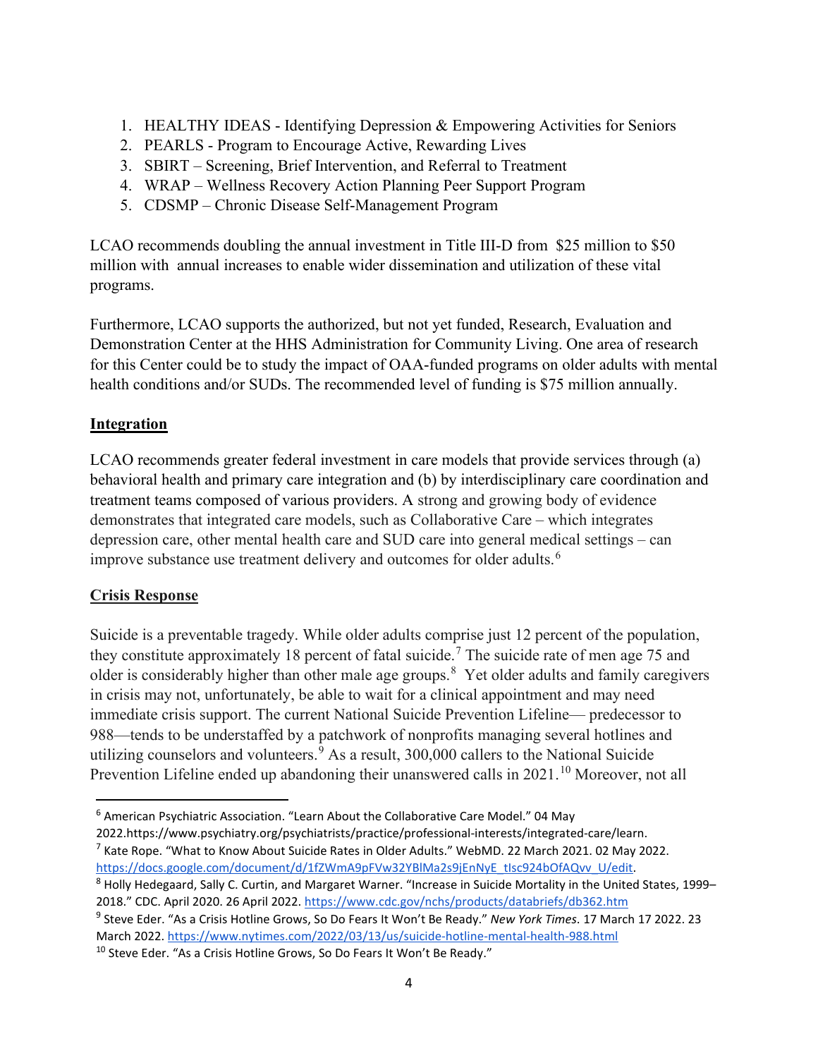1. HEALTHY IDEAS - Identifying Depression & Empowering Activities for Seniors
2. PEARLS - Program to Encourage Active, Rewarding Lives
3. SBIRT – Screening, Brief Intervention, and Referral to Treatment
4. WRAP – Wellness Recovery Action Planning Peer Support Program
5. CDSMP – Chronic Disease Self-Management Program

LCAO recommends doubling the annual investment in Title III-D from $25 million to $50 million with annual increases to enable wider dissemination and utilization of these vital programs.

Furthermore, LCAO supports the authorized, but not yet funded, Research, Evaluation and Demonstration Center at the HHS Administration for Community Living. One area of research for this Center could be to study the impact of OAA-funded programs on older adults with mental health conditions and/or SUDs. The recommended level of funding is $75 million annually.

## Integration

LCAO recommends greater federal investment in care models that provide services through (a) behavioral health and primary care integration and (b) by interdisciplinary care coordination and treatment teams composed of various providers. A strong and growing body of evidence demonstrates that integrated care models, such as Collaborative Care – which integrates depression care, other mental health care and SUD care into general medical settings – can improve substance use treatment delivery and outcomes for older adults.[6]

## Crisis Response

Suicide is a preventable tragedy. While older adults comprise just 12 percent of the population, they constitute approximately 18 percent of fatal suicide.[7] The suicide rate of men age 75 and older is considerably higher than other male age groups.[8] Yet older adults and family caregivers in crisis may not, unfortunately, be able to wait for a clinical appointment and may need immediate crisis support. The current National Suicide Prevention Lifeline— predecessor to 988—tends to be understaffed by a patchwork of nonprofits managing several hotlines and utilizing counselors and volunteers.[9] As a result, 300,000 callers to the National Suicide Prevention Lifeline ended up abandoning their unanswered calls in 2021.[10] Moreover, not all

---

[6] American Psychiatric Association. "Learn About the Collaborative Care Model." 04 May 2022.https://www.psychiatry.org/psychiatrists/practice/professional-interests/integrated-care/learn.

[7] Kate Rope. "What to Know About Suicide Rates in Older Adults." WebMD. 22 March 2021. 02 May 2022. https://docs.google.com/document/d/1fZWmA9pFVw32YBlMa2s9jEnNyE_tIsc924bOfAQvv_U/edit.

[8] Holly Hedegaard, Sally C. Curtin, and Margaret Warner. "Increase in Suicide Mortality in the United States, 1999–2018." CDC. April 2020. 26 April 2022. https://www.cdc.gov/nchs/products/databriefs/db362.htm

[9] Steve Eder. "As a Crisis Hotline Grows, So Do Fears It Won't Be Ready." *New York Times*. 17 March 17 2022. 23 March 2022. https://www.nytimes.com/2022/03/13/us/suicide-hotline-mental-health-988.html

[10] Steve Eder. "As a Crisis Hotline Grows, So Do Fears It Won't Be Ready."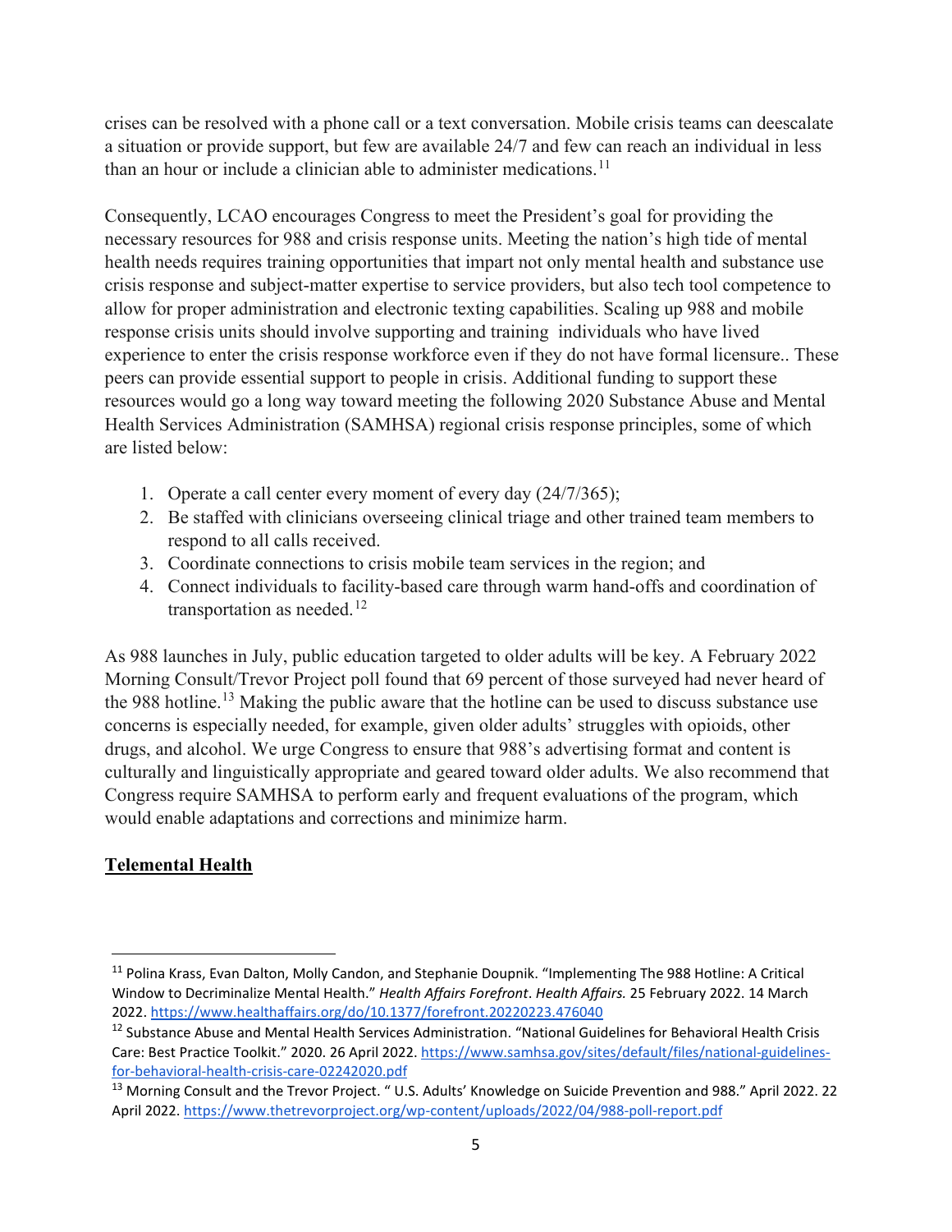crises can be resolved with a phone call or a text conversation. Mobile crisis teams can deescalate a situation or provide support, but few are available 24/7 and few can reach an individual in less than an hour or include a clinician able to administer medications.[11]

Consequently, LCAO encourages Congress to meet the President's goal for providing the necessary resources for 988 and crisis response units. Meeting the nation's high tide of mental health needs requires training opportunities that impart not only mental health and substance use crisis response and subject-matter expertise to service providers, but also tech tool competence to allow for proper administration and electronic texting capabilities. Scaling up 988 and mobile response crisis units should involve supporting and training individuals who have lived experience to enter the crisis response workforce even if they do not have formal licensure.. These peers can provide essential support to people in crisis. Additional funding to support these resources would go a long way toward meeting the following 2020 Substance Abuse and Mental Health Services Administration (SAMHSA) regional crisis response principles, some of which are listed below:

1. Operate a call center every moment of every day (24/7/365);
2. Be staffed with clinicians overseeing clinical triage and other trained team members to respond to all calls received.
3. Coordinate connections to crisis mobile team services in the region; and
4. Connect individuals to facility-based care through warm hand-offs and coordination of transportation as needed.[12]

As 988 launches in July, public education targeted to older adults will be key. A February 2022 Morning Consult/Trevor Project poll found that 69 percent of those surveyed had never heard of the 988 hotline.[13] Making the public aware that the hotline can be used to discuss substance use concerns is especially needed, for example, given older adults' struggles with opioids, other drugs, and alcohol. We urge Congress to ensure that 988's advertising format and content is culturally and linguistically appropriate and geared toward older adults. We also recommend that Congress require SAMHSA to perform early and frequent evaluations of the program, which would enable adaptations and corrections and minimize harm.

## Telemental Health

---

[11] Polina Krass, Evan Dalton, Molly Candon, and Stephanie Doupnik. "Implementing The 988 Hotline: A Critical Window to Decriminalize Mental Health." *Health Affairs Forefront*. *Health Affairs.* 25 February 2022. 14 March 2022. https://www.healthaffairs.org/do/10.1377/forefront.20220223.476040

[12] Substance Abuse and Mental Health Services Administration. "National Guidelines for Behavioral Health Crisis Care: Best Practice Toolkit." 2020. 26 April 2022. https://www.samhsa.gov/sites/default/files/national-guidelines-for-behavioral-health-crisis-care-02242020.pdf

[13] Morning Consult and the Trevor Project. " U.S. Adults' Knowledge on Suicide Prevention and 988." April 2022. 22 April 2022. https://www.thetrevorproject.org/wp-content/uploads/2022/04/988-poll-report.pdf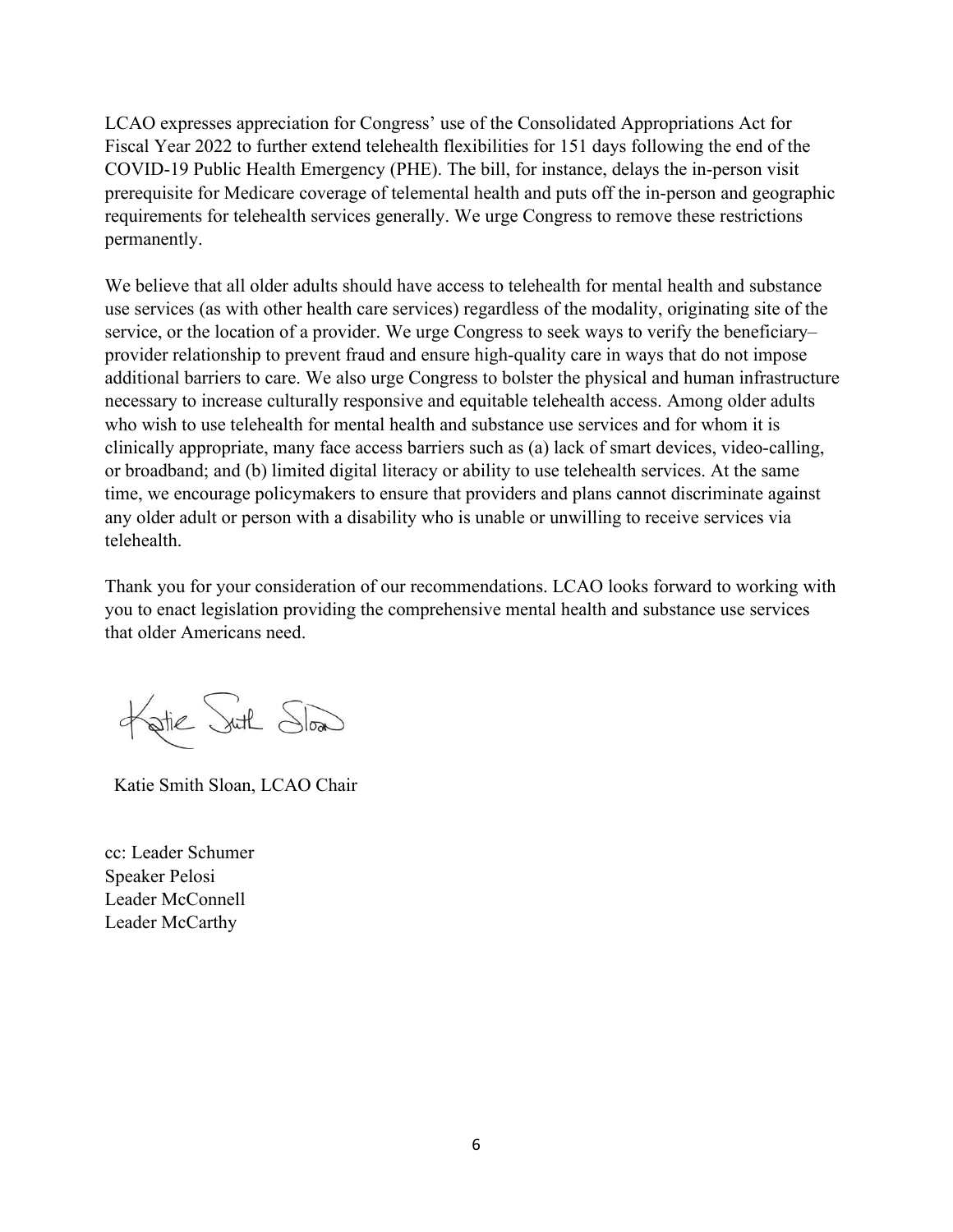LCAO expresses appreciation for Congress' use of the Consolidated Appropriations Act for Fiscal Year 2022 to further extend telehealth flexibilities for 151 days following the end of the COVID-19 Public Health Emergency (PHE). The bill, for instance, delays the in-person visit prerequisite for Medicare coverage of telemental health and puts off the in-person and geographic requirements for telehealth services generally. We urge Congress to remove these restrictions permanently.

We believe that all older adults should have access to telehealth for mental health and substance use services (as with other health care services) regardless of the modality, originating site of the service, or the location of a provider. We urge Congress to seek ways to verify the beneficiary–provider relationship to prevent fraud and ensure high-quality care in ways that do not impose additional barriers to care. We also urge Congress to bolster the physical and human infrastructure necessary to increase culturally responsive and equitable telehealth access. Among older adults who wish to use telehealth for mental health and substance use services and for whom it is clinically appropriate, many face access barriers such as (a) lack of smart devices, video-calling, or broadband; and (b) limited digital literacy or ability to use telehealth services. At the same time, we encourage policymakers to ensure that providers and plans cannot discriminate against any older adult or person with a disability who is unable or unwilling to receive services via telehealth.

Thank you for your consideration of our recommendations. LCAO looks forward to working with you to enact legislation providing the comprehensive mental health and substance use services that older Americans need.

Katie Smith Sloan

Katie Smith Sloan, LCAO Chair

cc: Leader Schumer
Speaker Pelosi
Leader McConnell
Leader McCarthy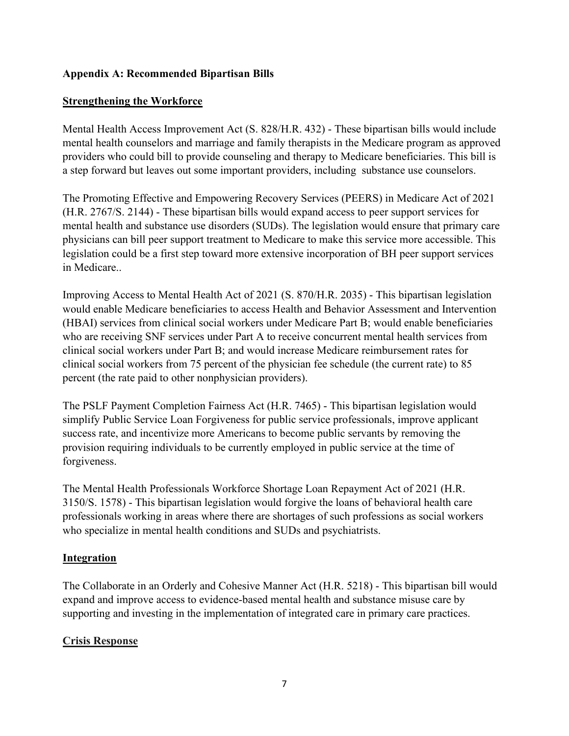## **Appendix A: Recommended Bipartisan Bills**

### **Strengthening the Workforce**

Mental Health Access Improvement Act (S. 828/H.R. 432) - These bipartisan bills would include mental health counselors and marriage and family therapists in the Medicare program as approved providers who could bill to provide counseling and therapy to Medicare beneficiaries. This bill is a step forward but leaves out some important providers, including substance use counselors.

The Promoting Effective and Empowering Recovery Services (PEERS) in Medicare Act of 2021 (H.R. 2767/S. 2144) - These bipartisan bills would expand access to peer support services for mental health and substance use disorders (SUDs). The legislation would ensure that primary care physicians can bill peer support treatment to Medicare to make this service more accessible. This legislation could be a first step toward more extensive incorporation of BH peer support services in Medicare..

Improving Access to Mental Health Act of 2021 (S. 870/H.R. 2035) - This bipartisan legislation would enable Medicare beneficiaries to access Health and Behavior Assessment and Intervention (HBAI) services from clinical social workers under Medicare Part B; would enable beneficiaries who are receiving SNF services under Part A to receive concurrent mental health services from clinical social workers under Part B; and would increase Medicare reimbursement rates for clinical social workers from 75 percent of the physician fee schedule (the current rate) to 85 percent (the rate paid to other nonphysician providers).

The PSLF Payment Completion Fairness Act (H.R. 7465) - This bipartisan legislation would simplify Public Service Loan Forgiveness for public service professionals, improve applicant success rate, and incentivize more Americans to become public servants by removing the provision requiring individuals to be currently employed in public service at the time of forgiveness.

The Mental Health Professionals Workforce Shortage Loan Repayment Act of 2021 (H.R. 3150/S. 1578) - This bipartisan legislation would forgive the loans of behavioral health care professionals working in areas where there are shortages of such professions as social workers who specialize in mental health conditions and SUDs and psychiatrists.

### **Integration**

The Collaborate in an Orderly and Cohesive Manner Act (H.R. 5218) - This bipartisan bill would expand and improve access to evidence-based mental health and substance misuse care by supporting and investing in the implementation of integrated care in primary care practices.

### **Crisis Response**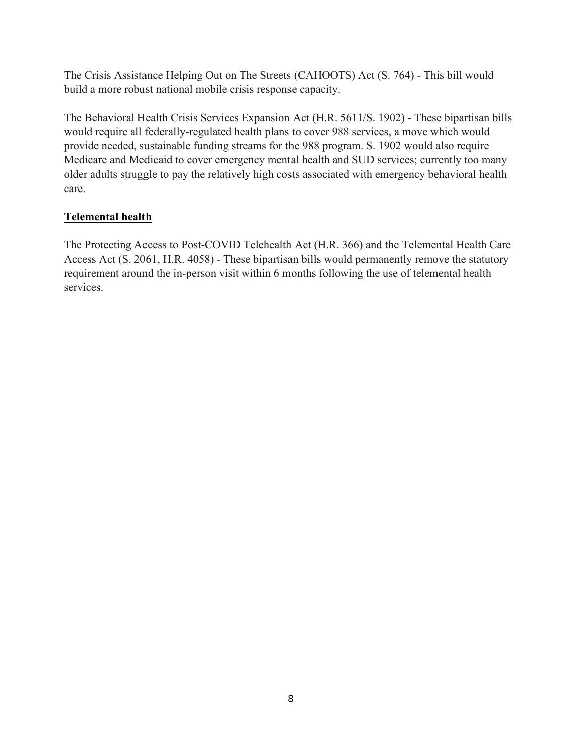The Crisis Assistance Helping Out on The Streets (CAHOOTS) Act (S. 764) - This bill would build a more robust national mobile crisis response capacity.

The Behavioral Health Crisis Services Expansion Act (H.R. 5611/S. 1902) - These bipartisan bills would require all federally-regulated health plans to cover 988 services, a move which would provide needed, sustainable funding streams for the 988 program. S. 1902 would also require Medicare and Medicaid to cover emergency mental health and SUD services; currently too many older adults struggle to pay the relatively high costs associated with emergency behavioral health care.

**Telemental health**

The Protecting Access to Post-COVID Telehealth Act (H.R. 366) and the Telemental Health Care Access Act (S. 2061, H.R. 4058) - These bipartisan bills would permanently remove the statutory requirement around the in-person visit within 6 months following the use of telemental health services.